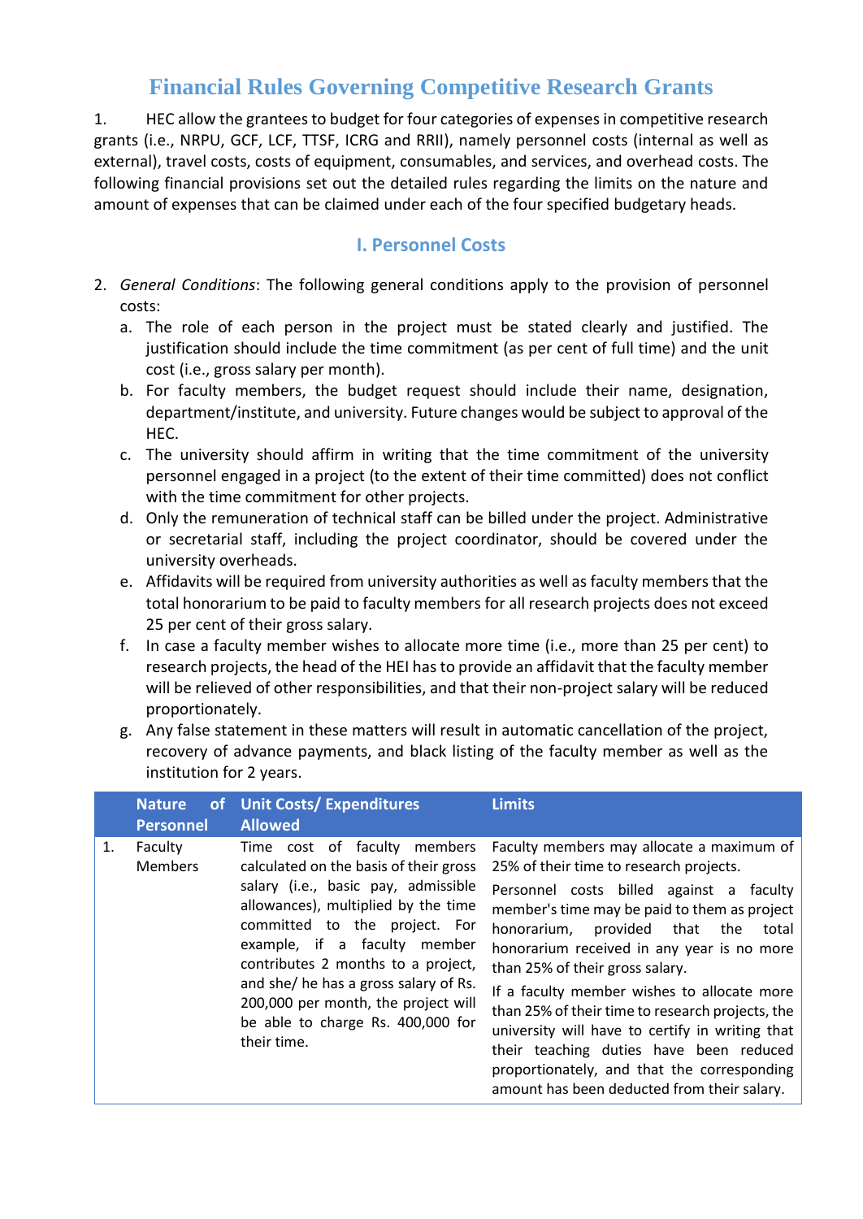# Financial Rules Governing Competitive Research Grants

1. HEC allow the grantees to budget for four categories of expenses in competitive research grants (i.e., NRPU, GCF, LCF, TTSF, ICRG and RRII), namely personnel costs (internal as well as external), travel costs, costs of equipment, consumables, and services, and overhead costs. The following financial provisions set out the detailed rules regarding the limits on the nature and amount of expenses that can be claimed under each of the four specified budgetary heads.

## I. Personnel Costs

2. *General Conditions*: The following general conditions apply to the provision of personnel costs:
   a. The role of each person in the project must be stated clearly and justified. The justification should include the time commitment (as per cent of full time) and the unit cost (i.e., gross salary per month).
   b. For faculty members, the budget request should include their name, designation, department/institute, and university. Future changes would be subject to approval of the HEC.
   c. The university should affirm in writing that the time commitment of the university personnel engaged in a project (to the extent of their time committed) does not conflict with the time commitment for other projects.
   d. Only the remuneration of technical staff can be billed under the project. Administrative or secretarial staff, including the project coordinator, should be covered under the university overheads.
   e. Affidavits will be required from university authorities as well as faculty members that the total honorarium to be paid to faculty members for all research projects does not exceed 25 per cent of their gross salary.
   f. In case a faculty member wishes to allocate more time (i.e., more than 25 per cent) to research projects, the head of the HEI has to provide an affidavit that the faculty member will be relieved of other responsibilities, and that their non-project salary will be reduced proportionately.
   g. Any false statement in these matters will result in automatic cancellation of the project, recovery of advance payments, and black listing of the faculty member as well as the institution for 2 years.

| | Nature of Personnel | Unit Costs/ Expenditures Allowed | Limits |
|---|---|---|---|
| 1. | Faculty Members | Time cost of faculty members calculated on the basis of their gross salary (i.e., basic pay, admissible allowances), multiplied by the time committed to the project. For example, if a faculty member contributes 2 months to a project, and she/ he has a gross salary of Rs. 200,000 per month, the project will be able to charge Rs. 400,000 for their time. | Faculty members may allocate a maximum of 25% of their time to research projects.<br><br>Personnel costs billed against a faculty member's time may be paid to them as project honorarium, provided that the total honorarium received in any year is no more than 25% of their gross salary.<br><br>If a faculty member wishes to allocate more than 25% of their time to research projects, the university will have to certify in writing that their teaching duties have been reduced proportionately, and that the corresponding amount has been deducted from their salary. |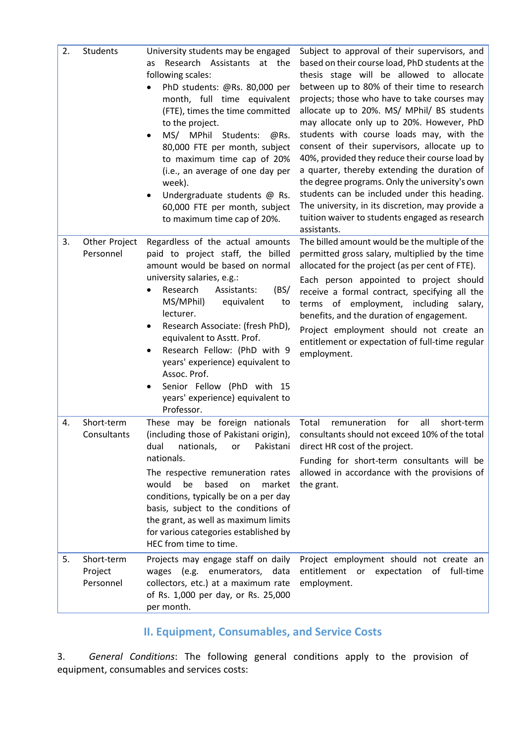| | | | |
|---|---|---|---|
| 2. | Students | University students may be engaged as Research Assistants at the following scales:<br>• PhD students: @Rs. 80,000 per month, full time equivalent (FTE), times the time committed to the project.<br>• MS/ MPhil Students: @Rs. 80,000 FTE per month, subject to maximum time cap of 20% (i.e., an average of one day per week).<br>• Undergraduate students @ Rs. 60,000 FTE per month, subject to maximum time cap of 20%. | Subject to approval of their supervisors, and based on their course load, PhD students at the thesis stage will be allowed to allocate between up to 80% of their time to research projects; those who have to take courses may allocate up to 20%. MS/ MPhil/ BS students may allocate only up to 20%. However, PhD students with course loads may, with the consent of their supervisors, allocate up to 40%, provided they reduce their course load by a quarter, thereby extending the duration of the degree programs. Only the university's own students can be included under this heading. The university, in its discretion, may provide a tuition waiver to students engaged as research assistants. |
| 3. | Other Project Personnel | Regardless of the actual amounts paid to project staff, the billed amount would be based on normal university salaries, e.g.:<br>• Research Assistants: (BS/ MS/MPhil) equivalent to lecturer.<br>• Research Associate: (fresh PhD), equivalent to Asstt. Prof.<br>• Research Fellow: (PhD with 9 years' experience) equivalent to Assoc. Prof.<br>• Senior Fellow (PhD with 15 years' experience) equivalent to Professor. | The billed amount would be the multiple of the permitted gross salary, multiplied by the time allocated for the project (as per cent of FTE).<br><br>Each person appointed to project should receive a formal contract, specifying all the terms of employment, including salary, benefits, and the duration of engagement.<br><br>Project employment should not create an entitlement or expectation of full-time regular employment. |
| 4. | Short-term Consultants | These may be foreign nationals (including those of Pakistani origin), dual nationals, or Pakistani nationals.<br><br>The respective remuneration rates would be based on market conditions, typically be on a per day basis, subject to the conditions of the grant, as well as maximum limits for various categories established by HEC from time to time. | Total remuneration for all short-term consultants should not exceed 10% of the total direct HR cost of the project.<br><br>Funding for short-term consultants will be allowed in accordance with the provisions of the grant. |
| 5. | Short-term Project Personnel | Projects may engage staff on daily wages (e.g. enumerators, data collectors, etc.) at a maximum rate of Rs. 1,000 per day, or Rs. 25,000 per month. | Project employment should not create an entitlement or expectation of full-time employment. |

## II. Equipment, Consumables, and Service Costs

3. *General Conditions*: The following general conditions apply to the provision of equipment, consumables and services costs: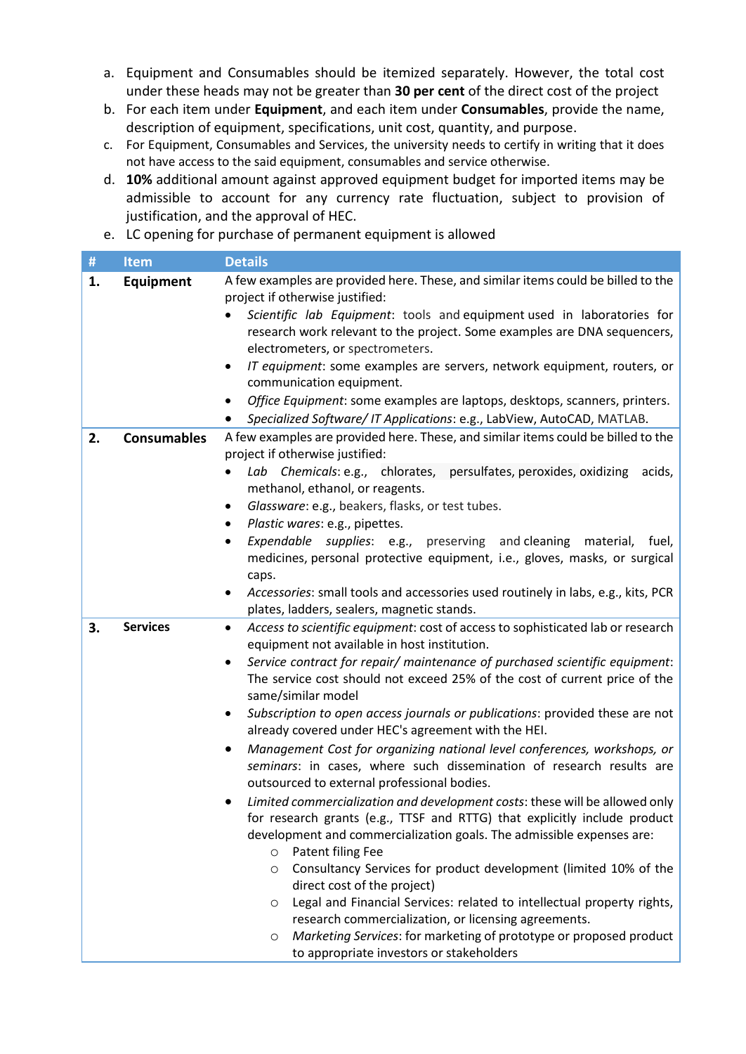a. Equipment and Consumables should be itemized separately. However, the total cost under these heads may not be greater than **30 per cent** of the direct cost of the project
b. For each item under **Equipment**, and each item under **Consumables**, provide the name, description of equipment, specifications, unit cost, quantity, and purpose.
c. For Equipment, Consumables and Services, the university needs to certify in writing that it does not have access to the said equipment, consumables and service otherwise.
d. **10%** additional amount against approved equipment budget for imported items may be admissible to account for any currency rate fluctuation, subject to provision of justification, and the approval of HEC.
e. LC opening for purchase of permanent equipment is allowed

| # | Item | Details |
|---|---|---|
| **1.** | **Equipment** | A few examples are provided here. These, and similar items could be billed to the project if otherwise justified:<br>• *Scientific lab Equipment*: tools and equipment used in laboratories for research work relevant to the project. Some examples are DNA sequencers, electrometers, or spectrometers.<br>• *IT equipment*: some examples are servers, network equipment, routers, or communication equipment.<br>• *Office Equipment*: some examples are laptops, desktops, scanners, printers.<br>• *Specialized Software/ IT Applications*: e.g., LabView, AutoCAD, MATLAB. |
| **2.** | **Consumables** | A few examples are provided here. These, and similar items could be billed to the project if otherwise justified:<br>• *Lab Chemicals*: e.g., chlorates, persulfates, peroxides, oxidizing acids, methanol, ethanol, or reagents.<br>• *Glassware*: e.g., beakers, flasks, or test tubes.<br>• *Plastic wares*: e.g., pipettes.<br>• *Expendable supplies*: e.g., preserving and cleaning material, fuel, medicines, personal protective equipment, i.e., gloves, masks, or surgical caps.<br>• *Accessories*: small tools and accessories used routinely in labs, e.g., kits, PCR plates, ladders, sealers, magnetic stands. |
| **3.** | **Services** | • *Access to scientific equipment*: cost of access to sophisticated lab or research equipment not available in host institution.<br>• *Service contract for repair/ maintenance of purchased scientific equipment*: The service cost should not exceed 25% of the cost of current price of the same/similar model<br>• *Subscription to open access journals or publications*: provided these are not already covered under HEC's agreement with the HEI.<br>• *Management Cost for organizing national level conferences, workshops, or seminars*: in cases, where such dissemination of research results are outsourced to external professional bodies.<br>• *Limited commercialization and development costs*: these will be allowed only for research grants (e.g., TTSF and RTTG) that explicitly include product development and commercialization goals. The admissible expenses are:<br>&nbsp;&nbsp;&nbsp;&nbsp;○ Patent filing Fee<br>&nbsp;&nbsp;&nbsp;&nbsp;○ Consultancy Services for product development (limited 10% of the direct cost of the project)<br>&nbsp;&nbsp;&nbsp;&nbsp;○ Legal and Financial Services: related to intellectual property rights, research commercialization, or licensing agreements.<br>&nbsp;&nbsp;&nbsp;&nbsp;○ *Marketing Services*: for marketing of prototype or proposed product to appropriate investors or stakeholders |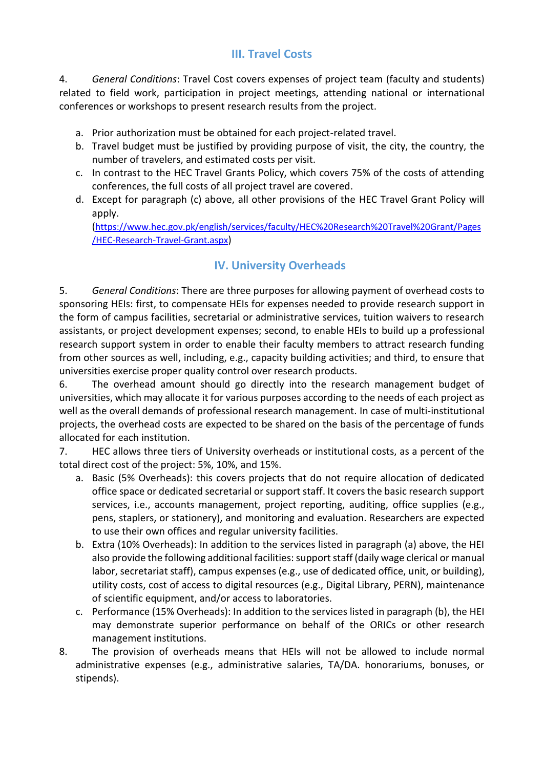## III. Travel Costs

4. *General Conditions*: Travel Cost covers expenses of project team (faculty and students) related to field work, participation in project meetings, attending national or international conferences or workshops to present research results from the project.

   a. Prior authorization must be obtained for each project-related travel.
   b. Travel budget must be justified by providing purpose of visit, the city, the country, the number of travelers, and estimated costs per visit.
   c. In contrast to the HEC Travel Grants Policy, which covers 75% of the costs of attending conferences, the full costs of all project travel are covered.
   d. Except for paragraph (c) above, all other provisions of the HEC Travel Grant Policy will apply. (https://www.hec.gov.pk/english/services/faculty/HEC%20Research%20Travel%20Grant/Pages/HEC-Research-Travel-Grant.aspx)

## IV. University Overheads

5. *General Conditions*: There are three purposes for allowing payment of overhead costs to sponsoring HEIs: first, to compensate HEIs for expenses needed to provide research support in the form of campus facilities, secretarial or administrative services, tuition waivers to research assistants, or project development expenses; second, to enable HEIs to build up a professional research support system in order to enable their faculty members to attract research funding from other sources as well, including, e.g., capacity building activities; and third, to ensure that universities exercise proper quality control over research products.

6. The overhead amount should go directly into the research management budget of universities, which may allocate it for various purposes according to the needs of each project as well as the overall demands of professional research management. In case of multi-institutional projects, the overhead costs are expected to be shared on the basis of the percentage of funds allocated for each institution.

7. HEC allows three tiers of University overheads or institutional costs, as a percent of the total direct cost of the project: 5%, 10%, and 15%.

   a. Basic (5% Overheads): this covers projects that do not require allocation of dedicated office space or dedicated secretarial or support staff. It covers the basic research support services, i.e., accounts management, project reporting, auditing, office supplies (e.g., pens, staplers, or stationery), and monitoring and evaluation. Researchers are expected to use their own offices and regular university facilities.
   b. Extra (10% Overheads): In addition to the services listed in paragraph (a) above, the HEI also provide the following additional facilities: support staff (daily wage clerical or manual labor, secretariat staff), campus expenses (e.g., use of dedicated office, unit, or building), utility costs, cost of access to digital resources (e.g., Digital Library, PERN), maintenance of scientific equipment, and/or access to laboratories.
   c. Performance (15% Overheads): In addition to the services listed in paragraph (b), the HEI may demonstrate superior performance on behalf of the ORICs or other research management institutions.

8. The provision of overheads means that HEIs will not be allowed to include normal administrative expenses (e.g., administrative salaries, TA/DA. honorariums, bonuses, or stipends).